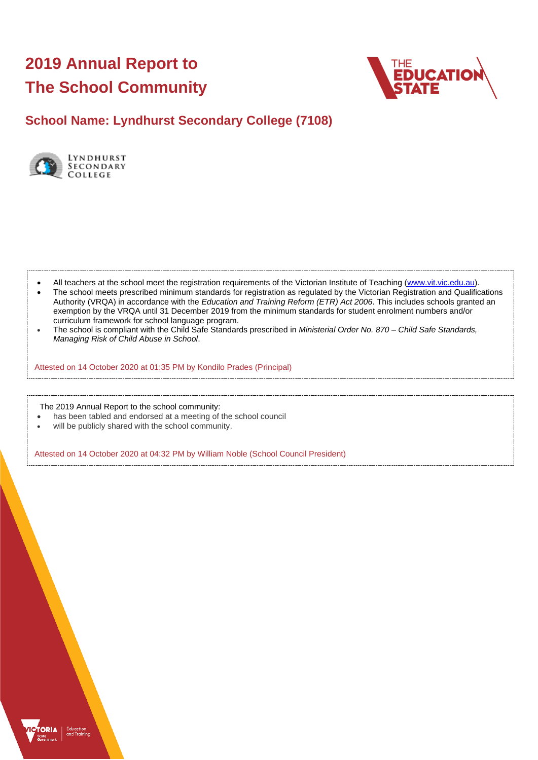# 2019 Annual Report to The School Community

## School Name: Lyndhurst Secondary College (7108)

- All teachers at the school meet the registration requirements of the Victorian Institute of Teaching (www.vit.vic.edu.au).
- The school meets prescribed minimum standards for registration as regulated by the Victorian Registration and Qualifications Authority (VRQA) in accordance with the *Education and Training Reform (ETR) Act 2006*. This includes schools granted an exemption by the VRQA until 31 December 2019 from the minimum standards for student enrolment numbers and/or curriculum framework for school language program.
- The school is compliant with the Child Safe Standards prescribed in *Ministerial Order No. 870 – Child Safe Standards, Managing Risk of Child Abuse in School*.

Attested on 14 October 2020 at 01:35 PM by Kondilo Prades (Principal)

The 2019 Annual Report to the school community:

- has been tabled and endorsed at a meeting of the school council
- will be publicly shared with the school community.

Attested on 14 October 2020 at 04:32 PM by William Noble (School Council President)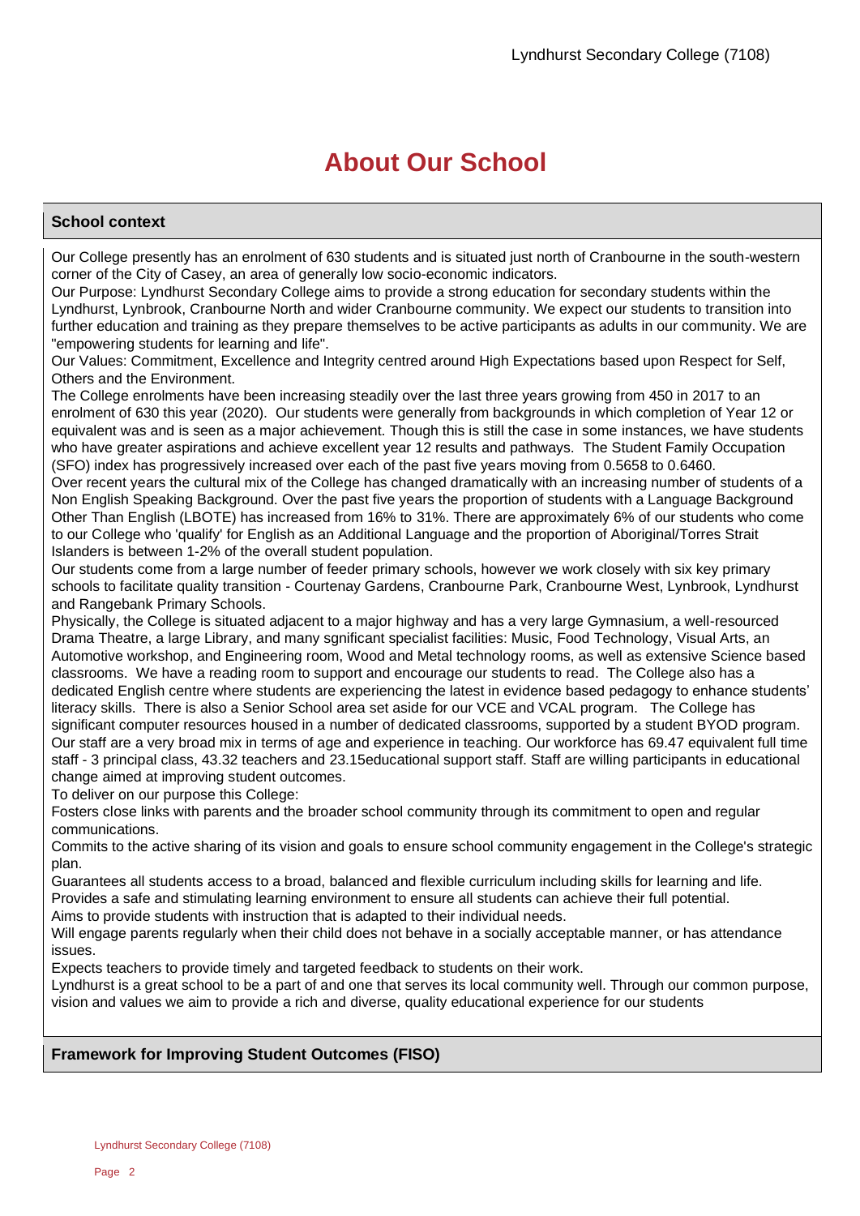# About Our School

## School context

Our College presently has an enrolment of 630 students and is situated just north of Cranbourne in the south-western corner of the City of Casey, an area of generally low socio-economic indicators.

Our Purpose: Lyndhurst Secondary College aims to provide a strong education for secondary students within the Lyndhurst, Lynbrook, Cranbourne North and wider Cranbourne community. We expect our students to transition into further education and training as they prepare themselves to be active participants as adults in our community. We are "empowering students for learning and life".

Our Values: Commitment, Excellence and Integrity centred around High Expectations based upon Respect for Self, Others and the Environment.

The College enrolments have been increasing steadily over the last three years growing from 450 in 2017 to an enrolment of 630 this year (2020). Our students were generally from backgrounds in which completion of Year 12 or equivalent was and is seen as a major achievement. Though this is still the case in some instances, we have students who have greater aspirations and achieve excellent year 12 results and pathways. The Student Family Occupation (SFO) index has progressively increased over each of the past five years moving from 0.5658 to 0.6460.

Over recent years the cultural mix of the College has changed dramatically with an increasing number of students of a Non English Speaking Background. Over the past five years the proportion of students with a Language Background Other Than English (LBOTE) has increased from 16% to 31%. There are approximately 6% of our students who come to our College who 'qualify' for English as an Additional Language and the proportion of Aboriginal/Torres Strait Islanders is between 1-2% of the overall student population.

Our students come from a large number of feeder primary schools, however we work closely with six key primary schools to facilitate quality transition - Courtenay Gardens, Cranbourne Park, Cranbourne West, Lynbrook, Lyndhurst and Rangebank Primary Schools.

Physically, the College is situated adjacent to a major highway and has a very large Gymnasium, a well-resourced Drama Theatre, a large Library, and many sgnificant specialist facilities: Music, Food Technology, Visual Arts, an Automotive workshop, and Engineering room, Wood and Metal technology rooms, as well as extensive Science based classrooms. We have a reading room to support and encourage our students to read. The College also has a dedicated English centre where students are experiencing the latest in evidence based pedagogy to enhance students' literacy skills. There is also a Senior School area set aside for our VCE and VCAL program. The College has significant computer resources housed in a number of dedicated classrooms, supported by a student BYOD program. Our staff are a very broad mix in terms of age and experience in teaching. Our workforce has 69.47 equivalent full time staff - 3 principal class, 43.32 teachers and 23.15educational support staff. Staff are willing participants in educational change aimed at improving student outcomes.

To deliver on our purpose this College:

Fosters close links with parents and the broader school community through its commitment to open and regular communications.

Commits to the active sharing of its vision and goals to ensure school community engagement in the College's strategic plan.

Guarantees all students access to a broad, balanced and flexible curriculum including skills for learning and life.

Provides a safe and stimulating learning environment to ensure all students can achieve their full potential.

Aims to provide students with instruction that is adapted to their individual needs.

Will engage parents regularly when their child does not behave in a socially acceptable manner, or has attendance issues.

Expects teachers to provide timely and targeted feedback to students on their work.

Lyndhurst is a great school to be a part of and one that serves its local community well. Through our common purpose, vision and values we aim to provide a rich and diverse, quality educational experience for our students

## Framework for Improving Student Outcomes (FISO)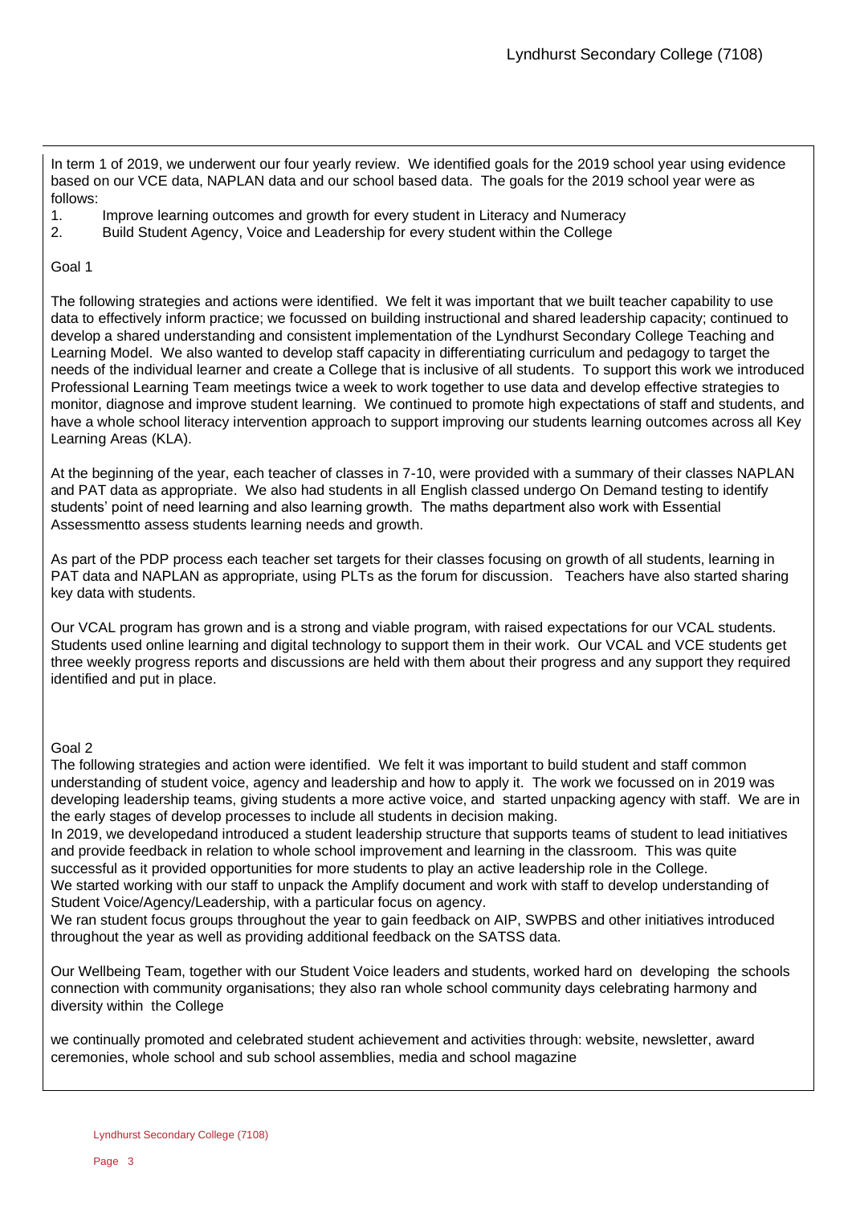In term 1 of 2019, we underwent our four yearly review. We identified goals for the 2019 school year using evidence based on our VCE data, NAPLAN data and our school based data. The goals for the 2019 school year were as follows:

1. Improve learning outcomes and growth for every student in Literacy and Numeracy
2. Build Student Agency, Voice and Leadership for every student within the College

Goal 1

The following strategies and actions were identified. We felt it was important that we built teacher capability to use data to effectively inform practice; we focussed on building instructional and shared leadership capacity; continued to develop a shared understanding and consistent implementation of the Lyndhurst Secondary College Teaching and Learning Model. We also wanted to develop staff capacity in differentiating curriculum and pedagogy to target the needs of the individual learner and create a College that is inclusive of all students. To support this work we introduced Professional Learning Team meetings twice a week to work together to use data and develop effective strategies to monitor, diagnose and improve student learning. We continued to promote high expectations of staff and students, and have a whole school literacy intervention approach to support improving our students learning outcomes across all Key Learning Areas (KLA).

At the beginning of the year, each teacher of classes in 7-10, were provided with a summary of their classes NAPLAN and PAT data as appropriate. We also had students in all English classed undergo On Demand testing to identify students' point of need learning and also learning growth. The maths department also work with Essential Assessmentto assess students learning needs and growth.

As part of the PDP process each teacher set targets for their classes focusing on growth of all students, learning in PAT data and NAPLAN as appropriate, using PLTs as the forum for discussion. Teachers have also started sharing key data with students.

Our VCAL program has grown and is a strong and viable program, with raised expectations for our VCAL students. Students used online learning and digital technology to support them in their work. Our VCAL and VCE students get three weekly progress reports and discussions are held with them about their progress and any support they required identified and put in place.

Goal 2

The following strategies and action were identified. We felt it was important to build student and staff common understanding of student voice, agency and leadership and how to apply it. The work we focussed on in 2019 was developing leadership teams, giving students a more active voice, and started unpacking agency with staff. We are in the early stages of develop processes to include all students in decision making.

In 2019, we developedand introduced a student leadership structure that supports teams of student to lead initiatives and provide feedback in relation to whole school improvement and learning in the classroom. This was quite successful as it provided opportunities for more students to play an active leadership role in the College.

We started working with our staff to unpack the Amplify document and work with staff to develop understanding of Student Voice/Agency/Leadership, with a particular focus on agency.

We ran student focus groups throughout the year to gain feedback on AIP, SWPBS and other initiatives introduced throughout the year as well as providing additional feedback on the SATSS data.

Our Wellbeing Team, together with our Student Voice leaders and students, worked hard on developing the schools connection with community organisations; they also ran whole school community days celebrating harmony and diversity within the College

we continually promoted and celebrated student achievement and activities through: website, newsletter, award ceremonies, whole school and sub school assemblies, media and school magazine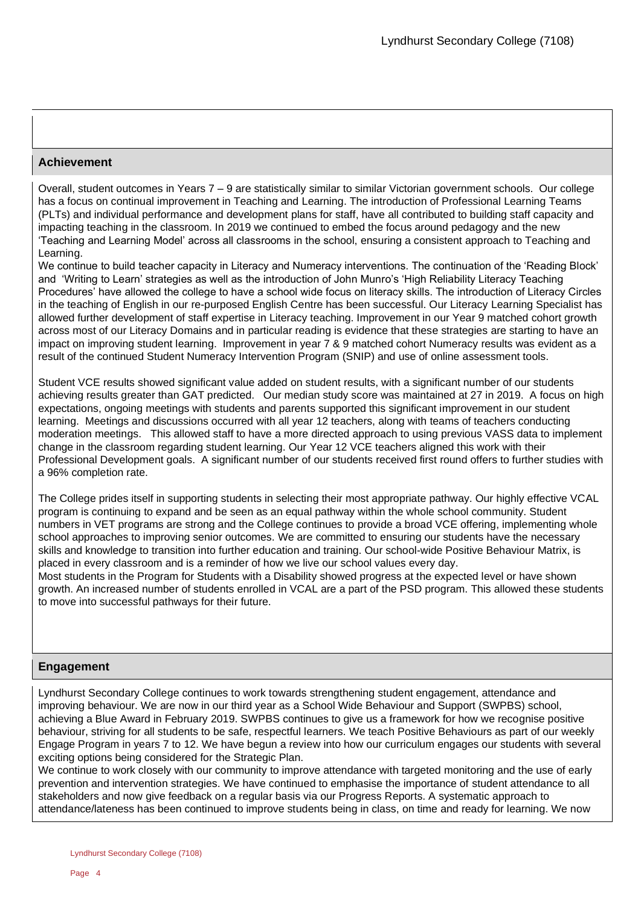## Achievement

Overall, student outcomes in Years 7 – 9 are statistically similar to similar Victorian government schools. Our college has a focus on continual improvement in Teaching and Learning. The introduction of Professional Learning Teams (PLTs) and individual performance and development plans for staff, have all contributed to building staff capacity and impacting teaching in the classroom. In 2019 we continued to embed the focus around pedagogy and the new 'Teaching and Learning Model' across all classrooms in the school, ensuring a consistent approach to Teaching and Learning.

We continue to build teacher capacity in Literacy and Numeracy interventions. The continuation of the 'Reading Block' and 'Writing to Learn' strategies as well as the introduction of John Munro's 'High Reliability Literacy Teaching Procedures' have allowed the college to have a school wide focus on literacy skills. The introduction of Literacy Circles in the teaching of English in our re-purposed English Centre has been successful. Our Literacy Learning Specialist has allowed further development of staff expertise in Literacy teaching. Improvement in our Year 9 matched cohort growth across most of our Literacy Domains and in particular reading is evidence that these strategies are starting to have an impact on improving student learning. Improvement in year 7 & 9 matched cohort Numeracy results was evident as a result of the continued Student Numeracy Intervention Program (SNIP) and use of online assessment tools.

Student VCE results showed significant value added on student results, with a significant number of our students achieving results greater than GAT predicted. Our median study score was maintained at 27 in 2019. A focus on high expectations, ongoing meetings with students and parents supported this significant improvement in our student learning. Meetings and discussions occurred with all year 12 teachers, along with teams of teachers conducting moderation meetings. This allowed staff to have a more directed approach to using previous VASS data to implement change in the classroom regarding student learning. Our Year 12 VCE teachers aligned this work with their Professional Development goals. A significant number of our students received first round offers to further studies with a 96% completion rate.

The College prides itself in supporting students in selecting their most appropriate pathway. Our highly effective VCAL program is continuing to expand and be seen as an equal pathway within the whole school community. Student numbers in VET programs are strong and the College continues to provide a broad VCE offering, implementing whole school approaches to improving senior outcomes. We are committed to ensuring our students have the necessary skills and knowledge to transition into further education and training. Our school-wide Positive Behaviour Matrix, is placed in every classroom and is a reminder of how we live our school values every day.

Most students in the Program for Students with a Disability showed progress at the expected level or have shown growth. An increased number of students enrolled in VCAL are a part of the PSD program. This allowed these students to move into successful pathways for their future.

## Engagement

Lyndhurst Secondary College continues to work towards strengthening student engagement, attendance and improving behaviour. We are now in our third year as a School Wide Behaviour and Support (SWPBS) school, achieving a Blue Award in February 2019. SWPBS continues to give us a framework for how we recognise positive behaviour, striving for all students to be safe, respectful learners. We teach Positive Behaviours as part of our weekly Engage Program in years 7 to 12. We have begun a review into how our curriculum engages our students with several exciting options being considered for the Strategic Plan.

We continue to work closely with our community to improve attendance with targeted monitoring and the use of early prevention and intervention strategies. We have continued to emphasise the importance of student attendance to all stakeholders and now give feedback on a regular basis via our Progress Reports. A systematic approach to attendance/lateness has been continued to improve students being in class, on time and ready for learning. We now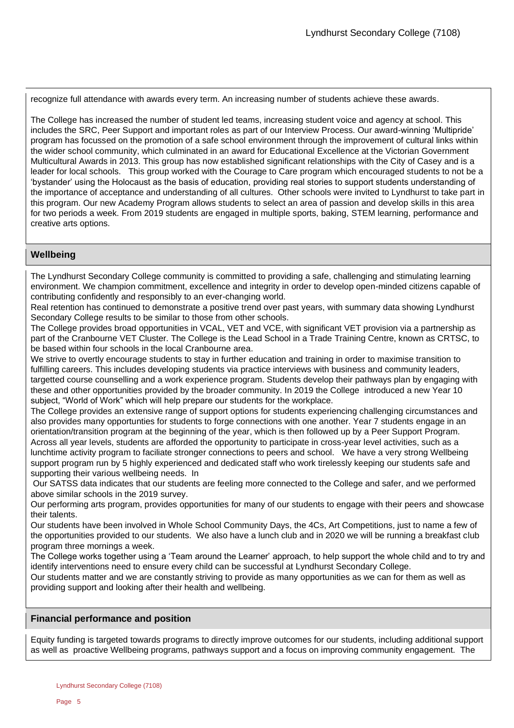recognize full attendance with awards every term. An increasing number of students achieve these awards.

The College has increased the number of student led teams, increasing student voice and agency at school. This includes the SRC, Peer Support and important roles as part of our Interview Process. Our award-winning 'Multipride' program has focussed on the promotion of a safe school environment through the improvement of cultural links within the wider school community, which culminated in an award for Educational Excellence at the Victorian Government Multicultural Awards in 2013. This group has now established significant relationships with the City of Casey and is a leader for local schools. This group worked with the Courage to Care program which encouraged students to not be a 'bystander' using the Holocaust as the basis of education, providing real stories to support students understanding of the importance of acceptance and understanding of all cultures. Other schools were invited to Lyndhurst to take part in this program. Our new Academy Program allows students to select an area of passion and develop skills in this area for two periods a week. From 2019 students are engaged in multiple sports, baking, STEM learning, performance and creative arts options.

## Wellbeing

The Lyndhurst Secondary College community is committed to providing a safe, challenging and stimulating learning environment. We champion commitment, excellence and integrity in order to develop open-minded citizens capable of contributing confidently and responsibly to an ever-changing world.

Real retention has continued to demonstrate a positive trend over past years, with summary data showing Lyndhurst Secondary College results to be similar to those from other schools.

The College provides broad opportunities in VCAL, VET and VCE, with significant VET provision via a partnership as part of the Cranbourne VET Cluster. The College is the Lead School in a Trade Training Centre, known as CRTSC, to be based within four schools in the local Cranbourne area.

We strive to overtly encourage students to stay in further education and training in order to maximise transition to fulfilling careers. This includes developing students via practice interviews with business and community leaders, targetted course counselling and a work experience program. Students develop their pathways plan by engaging with these and other opportunities provided by the broader community. In 2019 the College introduced a new Year 10 subject, "World of Work" which will help prepare our students for the workplace.

The College provides an extensive range of support options for students experiencing challenging circumstances and also provides many opportunities for students to forge connections with one another. Year 7 students engage in an orientation/transition program at the beginning of the year, which is then followed up by a Peer Support Program. Across all year levels, students are afforded the opportunity to participate in cross-year level activities, such as a lunchtime activity program to faciliate stronger connections to peers and school. We have a very strong Wellbeing support program run by 5 highly experienced and dedicated staff who work tirelessly keeping our students safe and supporting their various wellbeing needs. In

Our SATSS data indicates that our students are feeling more connected to the College and safer, and we performed above similar schools in the 2019 survey.

Our performing arts program, provides opportunities for many of our students to engage with their peers and showcase their talents.

Our students have been involved in Whole School Community Days, the 4Cs, Art Competitions, just to name a few of the opportunities provided to our students. We also have a lunch club and in 2020 we will be running a breakfast club program three mornings a week.

The College works together using a 'Team around the Learner' approach, to help support the whole child and to try and identify interventions need to ensure every child can be successful at Lyndhurst Secondary College.

Our students matter and we are constantly striving to provide as many opportunities as we can for them as well as providing support and looking after their health and wellbeing.

## Financial performance and position

Equity funding is targeted towards programs to directly improve outcomes for our students, including additional support as well as proactive Wellbeing programs, pathways support and a focus on improving community engagement. The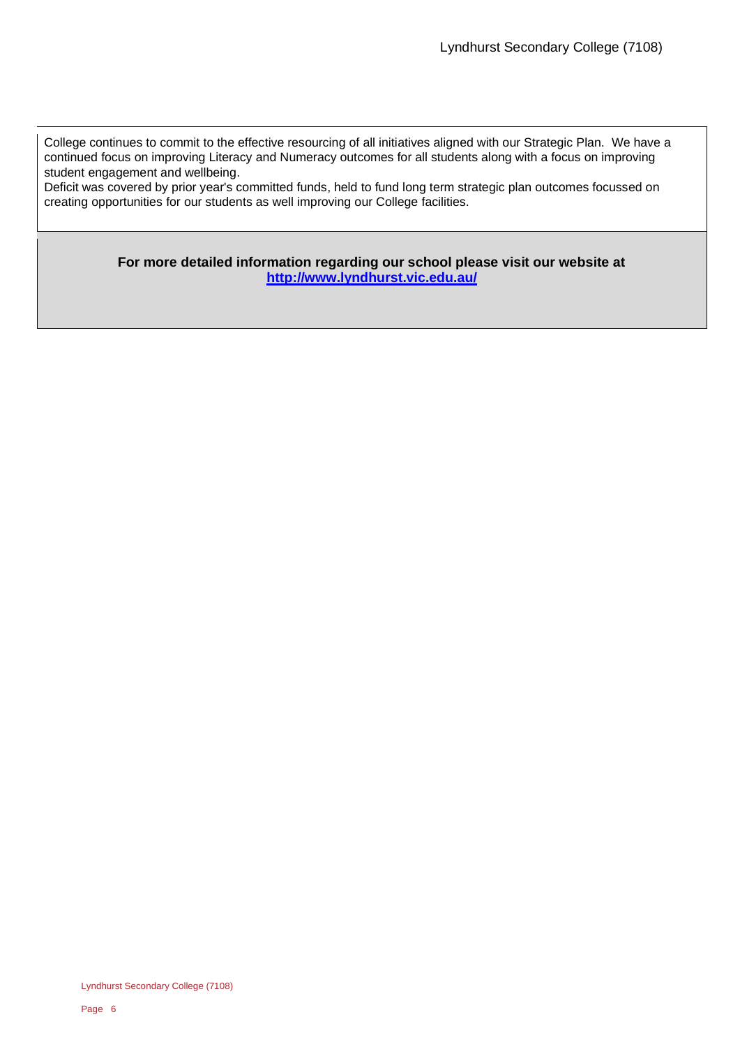College continues to commit to the effective resourcing of all initiatives aligned with our Strategic Plan. We have a continued focus on improving Literacy and Numeracy outcomes for all students along with a focus on improving student engagement and wellbeing.
Deficit was covered by prior year's committed funds, held to fund long term strategic plan outcomes focussed on creating opportunities for our students as well improving our College facilities.

**For more detailed information regarding our school please visit our website at [http://www.lyndhurst.vic.edu.au/](http://www.lyndhurst.vic.edu.au/)**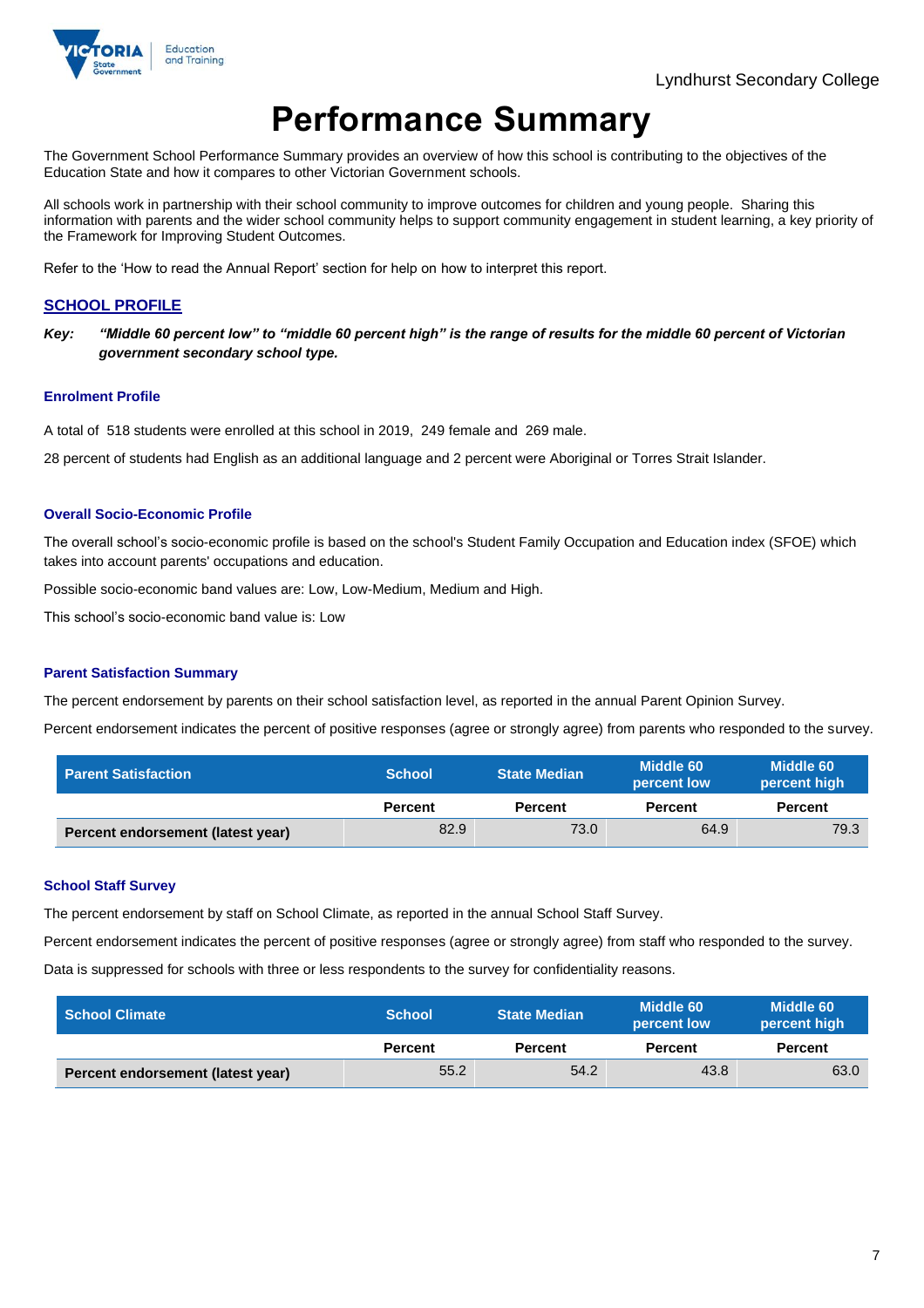Lyndhurst Secondary College

# Performance Summary

The Government School Performance Summary provides an overview of how this school is contributing to the objectives of the Education State and how it compares to other Victorian Government schools.

All schools work in partnership with their school community to improve outcomes for children and young people. Sharing this information with parents and the wider school community helps to support community engagement in student learning, a key priority of the Framework for Improving Student Outcomes.

Refer to the 'How to read the Annual Report' section for help on how to interpret this report.

## SCHOOL PROFILE

***Key:*** ***"Middle 60 percent low" to "middle 60 percent high" is the range of results for the middle 60 percent of Victorian government secondary school type.***

### Enrolment Profile

A total of 518 students were enrolled at this school in 2019, 249 female and 269 male.

28 percent of students had English as an additional language and 2 percent were Aboriginal or Torres Strait Islander.

### Overall Socio-Economic Profile

The overall school's socio-economic profile is based on the school's Student Family Occupation and Education index (SFOE) which takes into account parents' occupations and education.

Possible socio-economic band values are: Low, Low-Medium, Medium and High.

This school's socio-economic band value is: Low

### Parent Satisfaction Summary

The percent endorsement by parents on their school satisfaction level, as reported in the annual Parent Opinion Survey.

Percent endorsement indicates the percent of positive responses (agree or strongly agree) from parents who responded to the survey.

| Parent Satisfaction | School | State Median | Middle 60 percent low | Middle 60 percent high |
|---|---|---|---|---|
| | Percent | Percent | Percent | Percent |
| **Percent endorsement (latest year)** | 82.9 | 73.0 | 64.9 | 79.3 |

### School Staff Survey

The percent endorsement by staff on School Climate, as reported in the annual School Staff Survey.

Percent endorsement indicates the percent of positive responses (agree or strongly agree) from staff who responded to the survey.

Data is suppressed for schools with three or less respondents to the survey for confidentiality reasons.

| School Climate | School | State Median | Middle 60 percent low | Middle 60 percent high |
|---|---|---|---|---|
| | Percent | Percent | Percent | Percent |
| **Percent endorsement (latest year)** | 55.2 | 54.2 | 43.8 | 63.0 |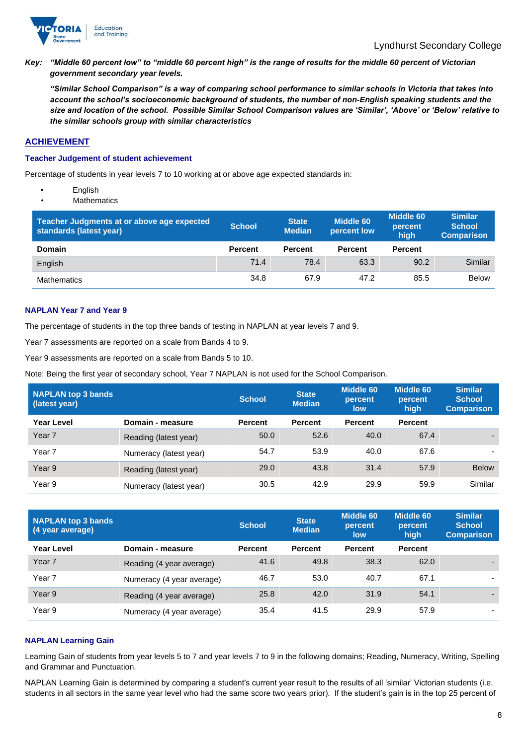*Key: "Middle 60 percent low" to "middle 60 percent high" is the range of results for the middle 60 percent of Victorian government secondary year levels.*

*"Similar School Comparison" is a way of comparing school performance to similar schools in Victoria that takes into account the school's socioeconomic background of students, the number of non-English speaking students and the size and location of the school. Possible Similar School Comparison values are 'Similar', 'Above' or 'Below' relative to the similar schools group with similar characteristics*

## ACHIEVEMENT

### Teacher Judgement of student achievement

Percentage of students in year levels 7 to 10 working at or above age expected standards in:

- English
- Mathematics

| Teacher Judgments at or above age expected standards (latest year) | School | State Median | Middle 60 percent low | Middle 60 percent high | Similar School Comparison |
|---|---|---|---|---|---|
| **Domain** | **Percent** | **Percent** | **Percent** | **Percent** | |
| English | 71.4 | 78.4 | 63.3 | 90.2 | Similar |
| Mathematics | 34.8 | 67.9 | 47.2 | 85.5 | Below |

### NAPLAN Year 7 and Year 9

The percentage of students in the top three bands of testing in NAPLAN at year levels 7 and 9.

Year 7 assessments are reported on a scale from Bands 4 to 9.

Year 9 assessments are reported on a scale from Bands 5 to 10.

Note: Being the first year of secondary school, Year 7 NAPLAN is not used for the School Comparison.

| NAPLAN top 3 bands (latest year) | | School | State Median | Middle 60 percent low | Middle 60 percent high | Similar School Comparison |
|---|---|---|---|---|---|---|
| **Year Level** | **Domain - measure** | **Percent** | **Percent** | **Percent** | **Percent** | |
| Year 7 | Reading (latest year) | 50.0 | 52.6 | 40.0 | 67.4 | - |
| Year 7 | Numeracy (latest year) | 54.7 | 53.9 | 40.0 | 67.6 | - |
| Year 9 | Reading (latest year) | 29.0 | 43.8 | 31.4 | 57.9 | Below |
| Year 9 | Numeracy (latest year) | 30.5 | 42.9 | 29.9 | 59.9 | Similar |

| NAPLAN top 3 bands (4 year average) | | School | State Median | Middle 60 percent low | Middle 60 percent high | Similar School Comparison |
|---|---|---|---|---|---|---|
| **Year Level** | **Domain - measure** | **Percent** | **Percent** | **Percent** | **Percent** | |
| Year 7 | Reading (4 year average) | 41.6 | 49.8 | 38.3 | 62.0 | - |
| Year 7 | Numeracy (4 year average) | 46.7 | 53.0 | 40.7 | 67.1 | - |
| Year 9 | Reading (4 year average) | 25.8 | 42.0 | 31.9 | 54.1 | - |
| Year 9 | Numeracy (4 year average) | 35.4 | 41.5 | 29.9 | 57.9 | - |

### NAPLAN Learning Gain

Learning Gain of students from year levels 5 to 7 and year levels 7 to 9 in the following domains; Reading, Numeracy, Writing, Spelling and Grammar and Punctuation.

NAPLAN Learning Gain is determined by comparing a student's current year result to the results of all 'similar' Victorian students (i.e. students in all sectors in the same year level who had the same score two years prior). If the student's gain is in the top 25 percent of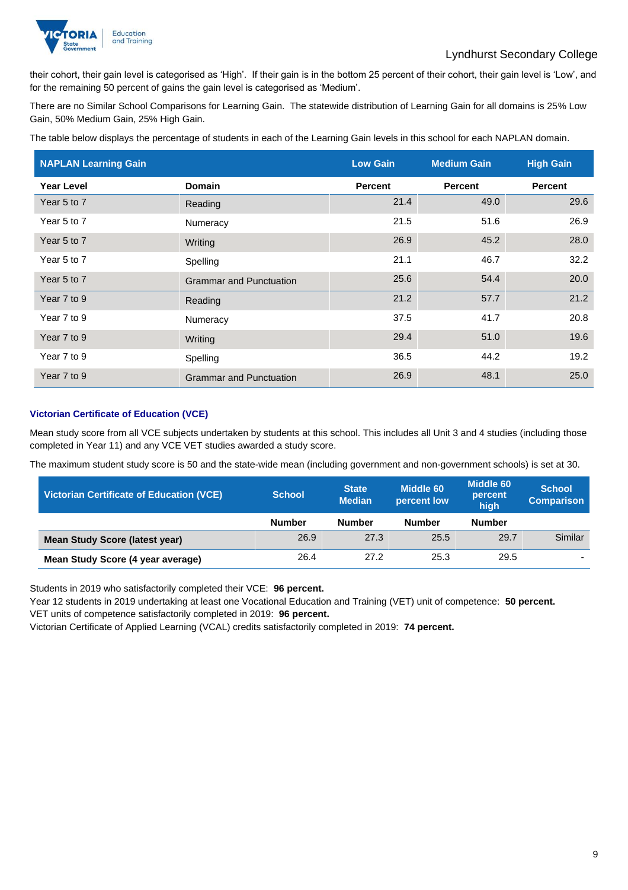their cohort, their gain level is categorised as 'High'. If their gain is in the bottom 25 percent of their cohort, their gain level is 'Low', and for the remaining 50 percent of gains the gain level is categorised as 'Medium'.

There are no Similar School Comparisons for Learning Gain. The statewide distribution of Learning Gain for all domains is 25% Low Gain, 50% Medium Gain, 25% High Gain.

The table below displays the percentage of students in each of the Learning Gain levels in this school for each NAPLAN domain.

| NAPLAN Learning Gain | | Low Gain | Medium Gain | High Gain |
|---|---|---|---|---|
| **Year Level** | **Domain** | **Percent** | **Percent** | **Percent** |
| Year 5 to 7 | Reading | 21.4 | 49.0 | 29.6 |
| Year 5 to 7 | Numeracy | 21.5 | 51.6 | 26.9 |
| Year 5 to 7 | Writing | 26.9 | 45.2 | 28.0 |
| Year 5 to 7 | Spelling | 21.1 | 46.7 | 32.2 |
| Year 5 to 7 | Grammar and Punctuation | 25.6 | 54.4 | 20.0 |
| Year 7 to 9 | Reading | 21.2 | 57.7 | 21.2 |
| Year 7 to 9 | Numeracy | 37.5 | 41.7 | 20.8 |
| Year 7 to 9 | Writing | 29.4 | 51.0 | 19.6 |
| Year 7 to 9 | Spelling | 36.5 | 44.2 | 19.2 |
| Year 7 to 9 | Grammar and Punctuation | 26.9 | 48.1 | 25.0 |

### Victorian Certificate of Education (VCE)

Mean study score from all VCE subjects undertaken by students at this school. This includes all Unit 3 and 4 studies (including those completed in Year 11) and any VCE VET studies awarded a study score.

The maximum student study score is 50 and the state-wide mean (including government and non-government schools) is set at 30.

| Victorian Certificate of Education (VCE) | School | State Median | Middle 60 percent low | Middle 60 percent high | School Comparison |
|---|---|---|---|---|---|
| | **Number** | **Number** | **Number** | **Number** | |
| **Mean Study Score (latest year)** | 26.9 | 27.3 | 25.5 | 29.7 | Similar |
| **Mean Study Score (4 year average)** | 26.4 | 27.2 | 25.3 | 29.5 | - |

Students in 2019 who satisfactorily completed their VCE: **96 percent.**
Year 12 students in 2019 undertaking at least one Vocational Education and Training (VET) unit of competence: **50 percent.**
VET units of competence satisfactorily completed in 2019: **96 percent.**
Victorian Certificate of Applied Learning (VCAL) credits satisfactorily completed in 2019: **74 percent.**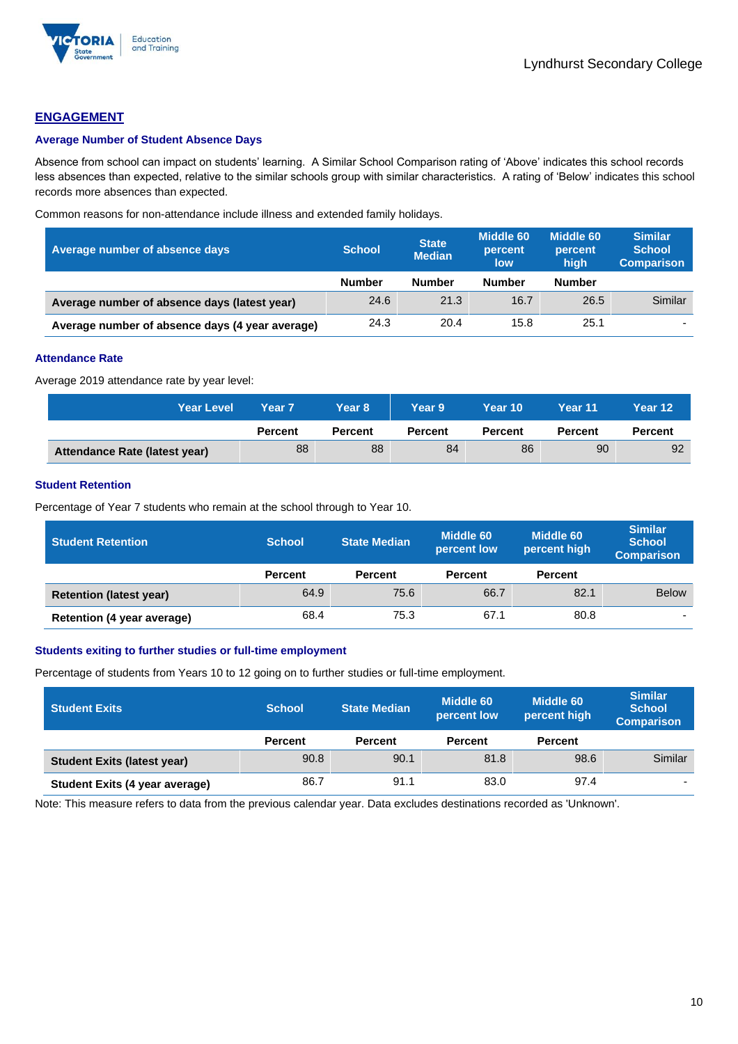## ENGAGEMENT

### Average Number of Student Absence Days

Absence from school can impact on students' learning. A Similar School Comparison rating of 'Above' indicates this school records less absences than expected, relative to the similar schools group with similar characteristics. A rating of 'Below' indicates this school records more absences than expected.

Common reasons for non-attendance include illness and extended family holidays.

| Average number of absence days | School | State Median | Middle 60 percent low | Middle 60 percent high | Similar School Comparison |
|---|---|---|---|---|---|
| | Number | Number | Number | Number | |
| Average number of absence days (latest year) | 24.6 | 21.3 | 16.7 | 26.5 | Similar |
| Average number of absence days (4 year average) | 24.3 | 20.4 | 15.8 | 25.1 | - |

### Attendance Rate

Average 2019 attendance rate by year level:

| Year Level | Year 7 | Year 8 | Year 9 | Year 10 | Year 11 | Year 12 |
|---|---|---|---|---|---|---|
| | Percent | Percent | Percent | Percent | Percent | Percent |
| Attendance Rate (latest year) | 88 | 88 | 84 | 86 | 90 | 92 |

### Student Retention

Percentage of Year 7 students who remain at the school through to Year 10.

| Student Retention | School | State Median | Middle 60 percent low | Middle 60 percent high | Similar School Comparison |
|---|---|---|---|---|---|
| | Percent | Percent | Percent | Percent | |
| Retention (latest year) | 64.9 | 75.6 | 66.7 | 82.1 | Below |
| Retention (4 year average) | 68.4 | 75.3 | 67.1 | 80.8 | - |

### Students exiting to further studies or full-time employment

Percentage of students from Years 10 to 12 going on to further studies or full-time employment.

| Student Exits | School | State Median | Middle 60 percent low | Middle 60 percent high | Similar School Comparison |
|---|---|---|---|---|---|
| | Percent | Percent | Percent | Percent | |
| Student Exits (latest year) | 90.8 | 90.1 | 81.8 | 98.6 | Similar |
| Student Exits (4 year average) | 86.7 | 91.1 | 83.0 | 97.4 | - |

Note: This measure refers to data from the previous calendar year. Data excludes destinations recorded as 'Unknown'.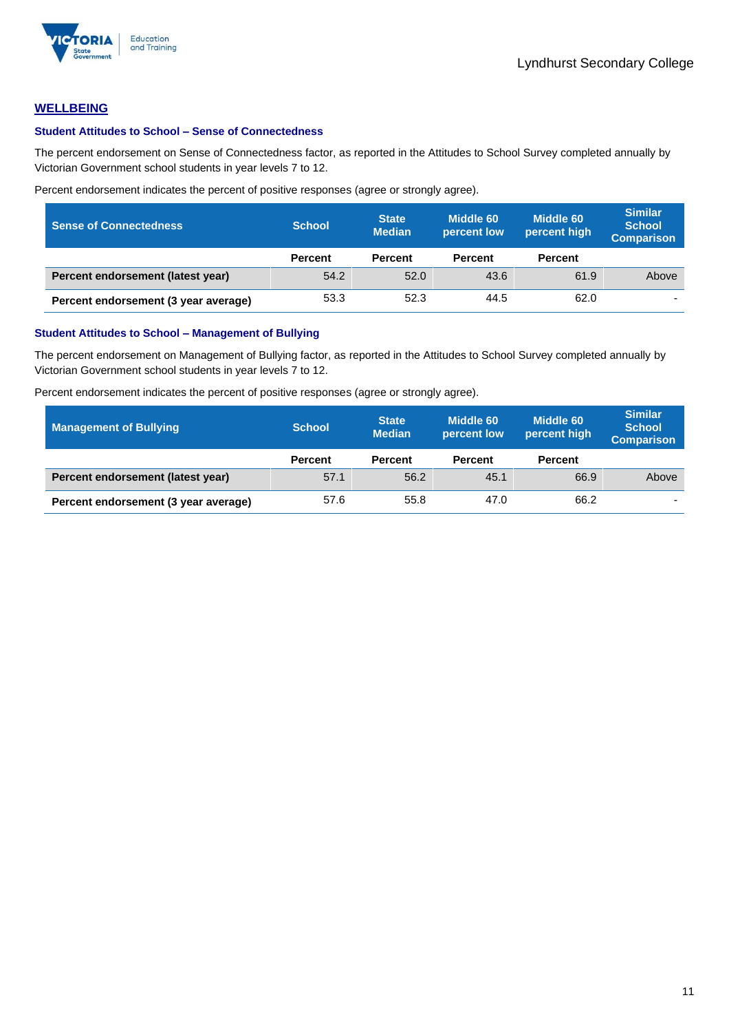## WELLBEING

### Student Attitudes to School – Sense of Connectedness

The percent endorsement on Sense of Connectedness factor, as reported in the Attitudes to School Survey completed annually by Victorian Government school students in year levels 7 to 12.

Percent endorsement indicates the percent of positive responses (agree or strongly agree).

| Sense of Connectedness | School | State Median | Middle 60 percent low | Middle 60 percent high | Similar School Comparison |
|---|---|---|---|---|---|
| | Percent | Percent | Percent | Percent | |
| **Percent endorsement (latest year)** | 54.2 | 52.0 | 43.6 | 61.9 | Above |
| **Percent endorsement (3 year average)** | 53.3 | 52.3 | 44.5 | 62.0 | - |

### Student Attitudes to School – Management of Bullying

The percent endorsement on Management of Bullying factor, as reported in the Attitudes to School Survey completed annually by Victorian Government school students in year levels 7 to 12.

Percent endorsement indicates the percent of positive responses (agree or strongly agree).

| Management of Bullying | School | State Median | Middle 60 percent low | Middle 60 percent high | Similar School Comparison |
|---|---|---|---|---|---|
| | Percent | Percent | Percent | Percent | |
| **Percent endorsement (latest year)** | 57.1 | 56.2 | 45.1 | 66.9 | Above |
| **Percent endorsement (3 year average)** | 57.6 | 55.8 | 47.0 | 66.2 | - |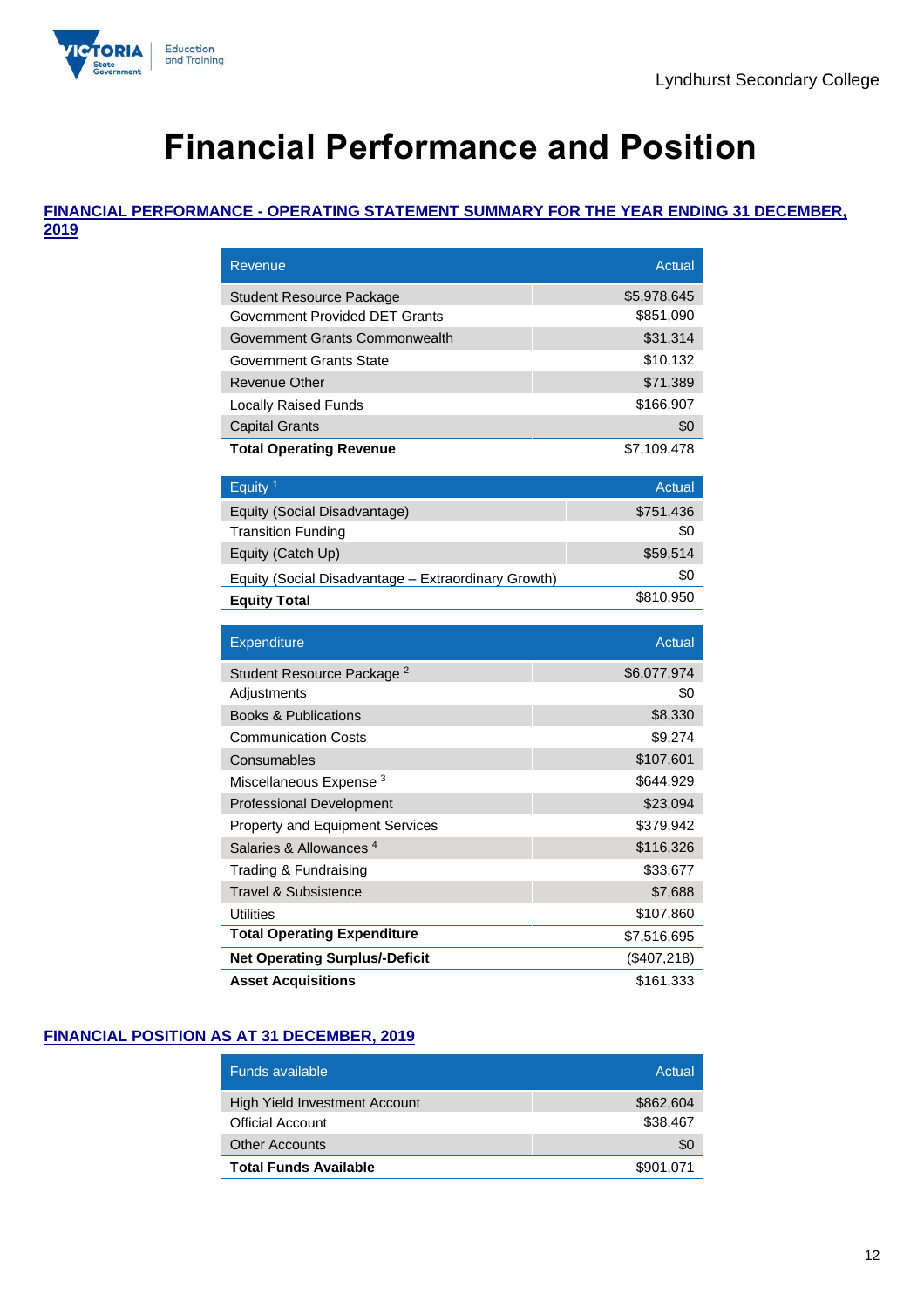# Financial Performance and Position

## FINANCIAL PERFORMANCE - OPERATING STATEMENT SUMMARY FOR THE YEAR ENDING 31 DECEMBER, 2019

| Revenue | Actual |
|---|---|
| Student Resource Package | $5,978,645 |
| Government Provided DET Grants | $851,090 |
| Government Grants Commonwealth | $31,314 |
| Government Grants State | $10,132 |
| Revenue Other | $71,389 |
| Locally Raised Funds | $166,907 |
| Capital Grants | $0 |
| **Total Operating Revenue** | $7,109,478 |

| Equity [1] | Actual |
|---|---|
| Equity (Social Disadvantage) | $751,436 |
| Transition Funding | $0 |
| Equity (Catch Up) | $59,514 |
| Equity (Social Disadvantage – Extraordinary Growth) | $0 |
| **Equity Total** | $810,950 |

| Expenditure | Actual |
|---|---|
| Student Resource Package [2] | $6,077,974 |
| Adjustments | $0 |
| Books & Publications | $8,330 |
| Communication Costs | $9,274 |
| Consumables | $107,601 |
| Miscellaneous Expense [3] | $644,929 |
| Professional Development | $23,094 |
| Property and Equipment Services | $379,942 |
| Salaries & Allowances [4] | $116,326 |
| Trading & Fundraising | $33,677 |
| Travel & Subsistence | $7,688 |
| Utilities | $107,860 |
| **Total Operating Expenditure** | $7,516,695 |
| **Net Operating Surplus/-Deficit** | ($407,218) |
| **Asset Acquisitions** | $161,333 |

## FINANCIAL POSITION AS AT 31 DECEMBER, 2019

| Funds available | Actual |
|---|---|
| High Yield Investment Account | $862,604 |
| Official Account | $38,467 |
| Other Accounts | $0 |
| **Total Funds Available** | $901,071 |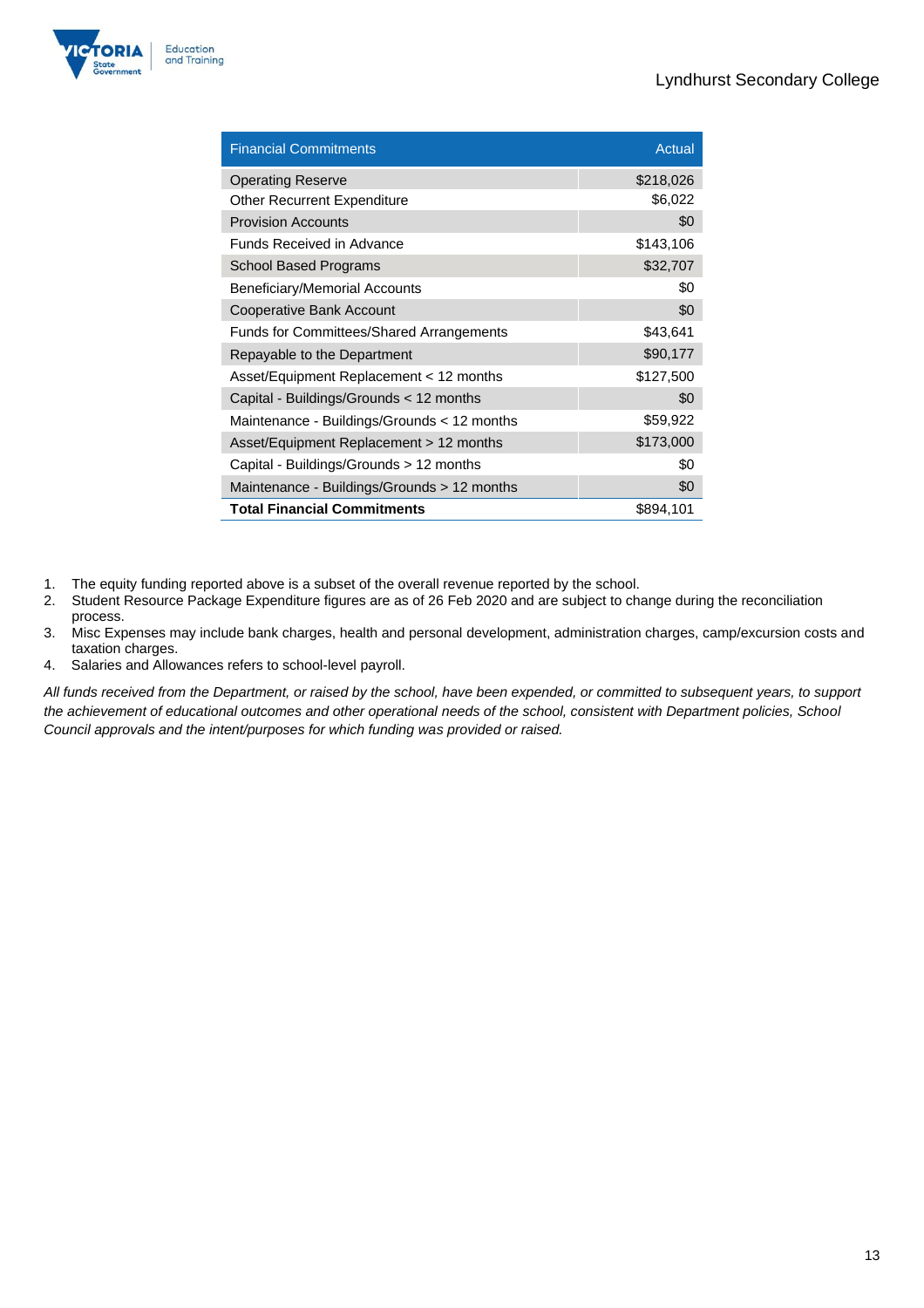| Financial Commitments | Actual |
|---|---|
| Operating Reserve | $218,026 |
| Other Recurrent Expenditure | $6,022 |
| Provision Accounts | $0 |
| Funds Received in Advance | $143,106 |
| School Based Programs | $32,707 |
| Beneficiary/Memorial Accounts | $0 |
| Cooperative Bank Account | $0 |
| Funds for Committees/Shared Arrangements | $43,641 |
| Repayable to the Department | $90,177 |
| Asset/Equipment Replacement < 12 months | $127,500 |
| Capital - Buildings/Grounds < 12 months | $0 |
| Maintenance - Buildings/Grounds < 12 months | $59,922 |
| Asset/Equipment Replacement > 12 months | $173,000 |
| Capital - Buildings/Grounds > 12 months | $0 |
| Maintenance - Buildings/Grounds > 12 months | $0 |
| **Total Financial Commitments** | $894,101 |

1. The equity funding reported above is a subset of the overall revenue reported by the school.
2. Student Resource Package Expenditure figures are as of 26 Feb 2020 and are subject to change during the reconciliation process.
3. Misc Expenses may include bank charges, health and personal development, administration charges, camp/excursion costs and taxation charges.
4. Salaries and Allowances refers to school-level payroll.

*All funds received from the Department, or raised by the school, have been expended, or committed to subsequent years, to support the achievement of educational outcomes and other operational needs of the school, consistent with Department policies, School Council approvals and the intent/purposes for which funding was provided or raised.*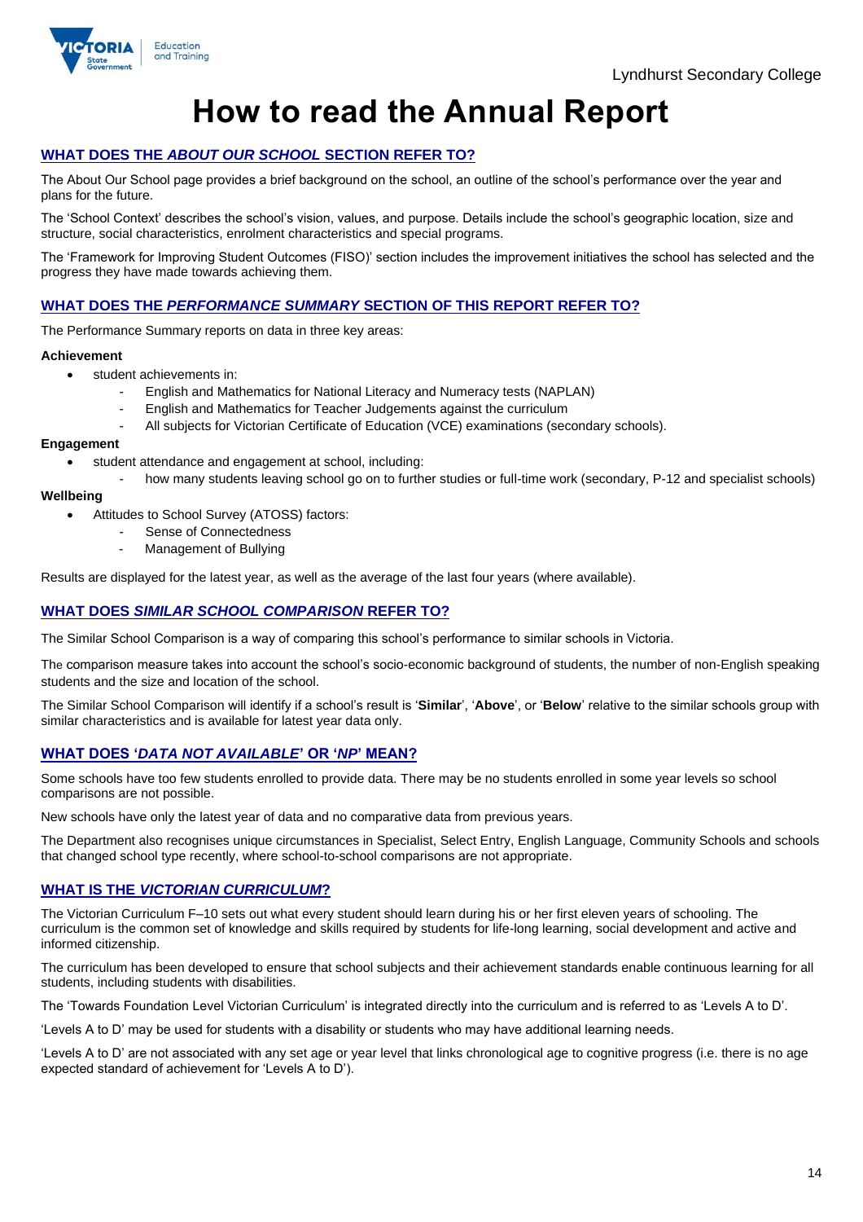# How to read the Annual Report

## WHAT DOES THE *ABOUT OUR SCHOOL* SECTION REFER TO?

The About Our School page provides a brief background on the school, an outline of the school's performance over the year and plans for the future.

The 'School Context' describes the school's vision, values, and purpose. Details include the school's geographic location, size and structure, social characteristics, enrolment characteristics and special programs.

The 'Framework for Improving Student Outcomes (FISO)' section includes the improvement initiatives the school has selected and the progress they have made towards achieving them.

## WHAT DOES THE *PERFORMANCE SUMMARY* SECTION OF THIS REPORT REFER TO?

The Performance Summary reports on data in three key areas:

**Achievement**

- student achievements in:
  - English and Mathematics for National Literacy and Numeracy tests (NAPLAN)
  - English and Mathematics for Teacher Judgements against the curriculum
  - All subjects for Victorian Certificate of Education (VCE) examinations (secondary schools).

**Engagement**

- student attendance and engagement at school, including:
  - how many students leaving school go on to further studies or full-time work (secondary, P-12 and specialist schools)

**Wellbeing**

- Attitudes to School Survey (ATOSS) factors:
  - Sense of Connectedness
  - Management of Bullying

Results are displayed for the latest year, as well as the average of the last four years (where available).

## WHAT DOES *SIMILAR SCHOOL COMPARISON* REFER TO?

The Similar School Comparison is a way of comparing this school's performance to similar schools in Victoria.

The comparison measure takes into account the school's socio-economic background of students, the number of non-English speaking students and the size and location of the school.

The Similar School Comparison will identify if a school's result is '**Similar**', '**Above**', or '**Below**' relative to the similar schools group with similar characteristics and is available for latest year data only.

## WHAT DOES '*DATA NOT AVAILABLE*' OR '*NP*' MEAN?

Some schools have too few students enrolled to provide data. There may be no students enrolled in some year levels so school comparisons are not possible.

New schools have only the latest year of data and no comparative data from previous years.

The Department also recognises unique circumstances in Specialist, Select Entry, English Language, Community Schools and schools that changed school type recently, where school-to-school comparisons are not appropriate.

## WHAT IS THE *VICTORIAN CURRICULUM*?

The Victorian Curriculum F–10 sets out what every student should learn during his or her first eleven years of schooling. The curriculum is the common set of knowledge and skills required by students for life-long learning, social development and active and informed citizenship.

The curriculum has been developed to ensure that school subjects and their achievement standards enable continuous learning for all students, including students with disabilities.

The 'Towards Foundation Level Victorian Curriculum' is integrated directly into the curriculum and is referred to as 'Levels A to D'.

'Levels A to D' may be used for students with a disability or students who may have additional learning needs.

'Levels A to D' are not associated with any set age or year level that links chronological age to cognitive progress (i.e. there is no age expected standard of achievement for 'Levels A to D').